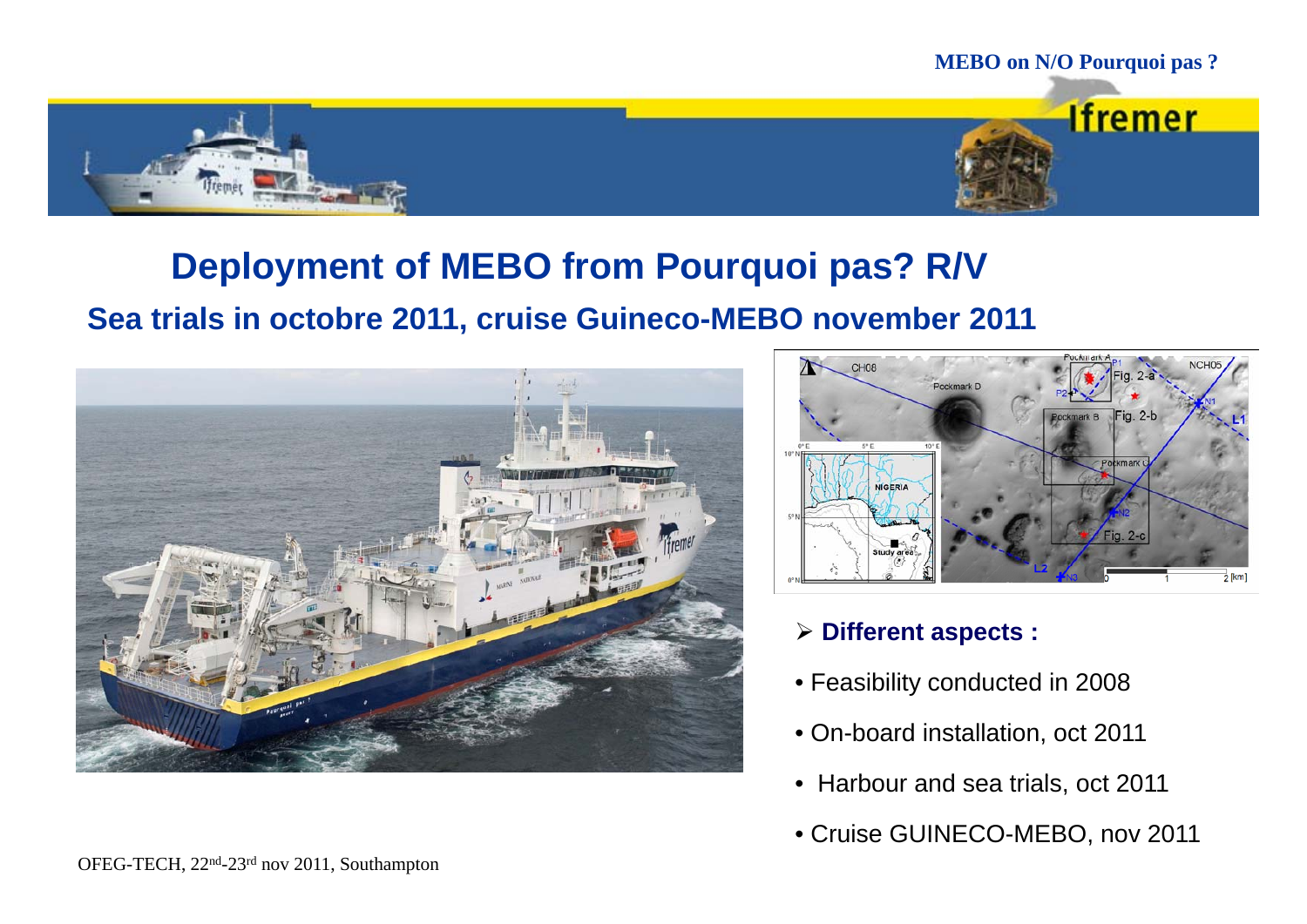# Deployment of MEBO from Pourquoi pas? R/V

## Sea trials in octobre 2011, cruise Guineco-MEBO november 2011

- **Different aspects :**
  - Feasibility conducted in 2008
  - On-board installation, oct 2011
  - Harbour and sea trials, oct 2011
  - Cruise GUINECO-MEBO, nov 2011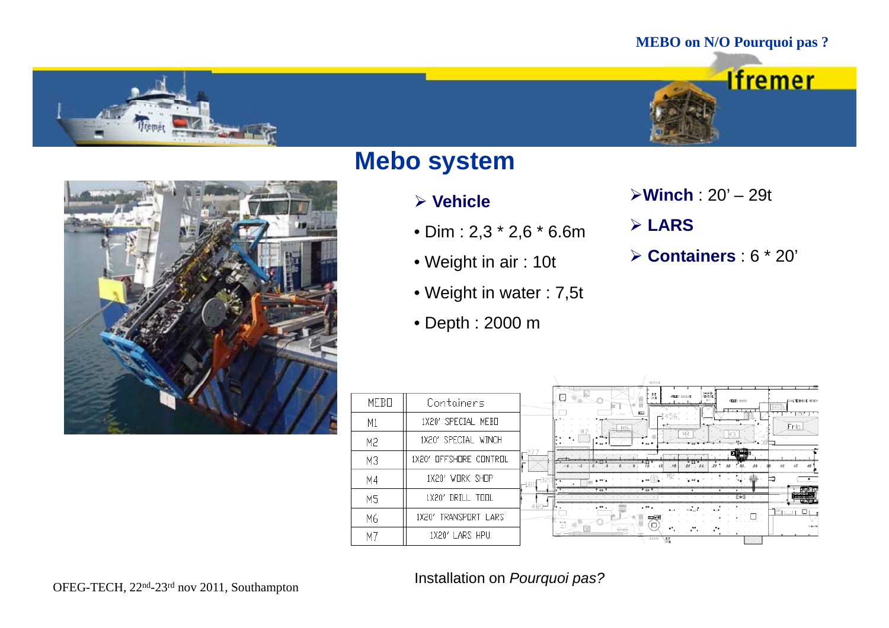# Mebo system

- **Vehicle**
  - Dim : 2,3 * 2,6 * 6.6m
  - Weight in air : 10t
  - Weight in water : 7,5t
  - Depth : 2000 m
- **Winch** : 20' – 29t
- **LARS**
- **Containers** : 6 * 20'

| MEBO | Containers |
|---|---|
| M1 | 1X20' SPECIAL MEBO |
| M2 | 1X20' SPECIAL WINCH |
| M3 | 1X20' OFFSHORE CONTROL |
| M4 | 1X20' WORK SHOP |
| M5 | 1X20' DRILL TOOL |
| M6 | 1X20' TRANSPORT LARS |
| M7 | 1X20' LARS HPU |

Installation on *Pourquoi pas?*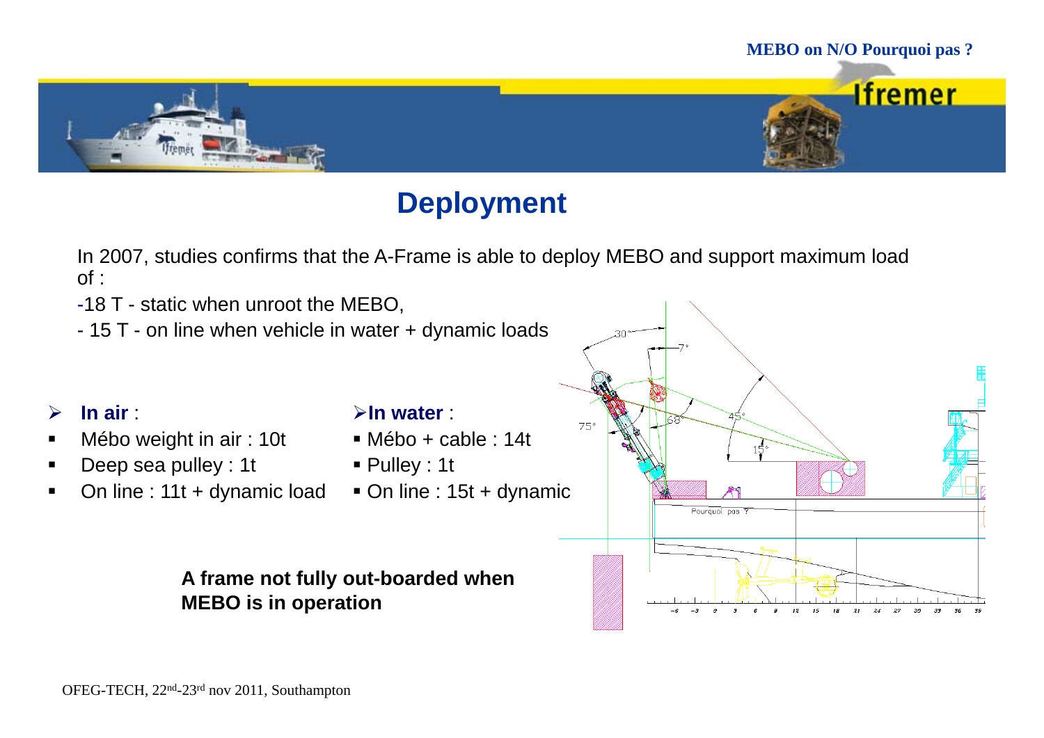# Deployment

In 2007, studies confirms that the A-Frame is able to deploy MEBO and support maximum load of :

- 18 T - static when unroot the MEBO,
- 15 T - on line when vehicle in water + dynamic loads

- **In air** :
  - Mébo weight in air : 10t
  - Deep sea pulley : 1t
  - On line : 11t + dynamic load

- **In water** :
  - Mébo + cable : 14t
  - Pulley : 1t
  - On line : 15t + dynamic

**A frame not fully out-boarded when MEBO is in operation**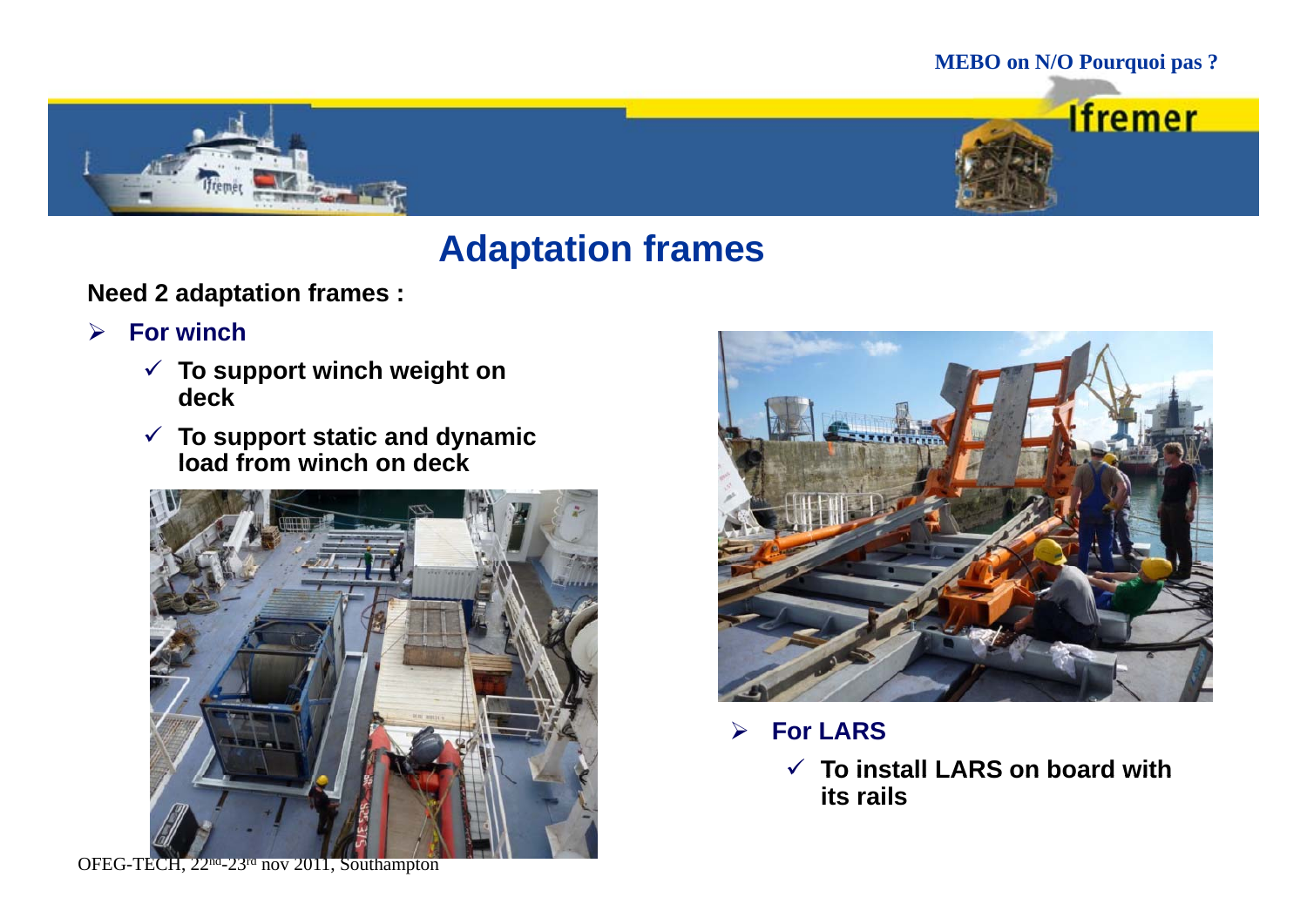# Adaptation frames

**Need 2 adaptation frames :**

- **For winch**
  - ✓ **To support winch weight on deck**
  - ✓ **To support static and dynamic load from winch on deck**

- **For LARS**
  - ✓ **To install LARS on board with its rails**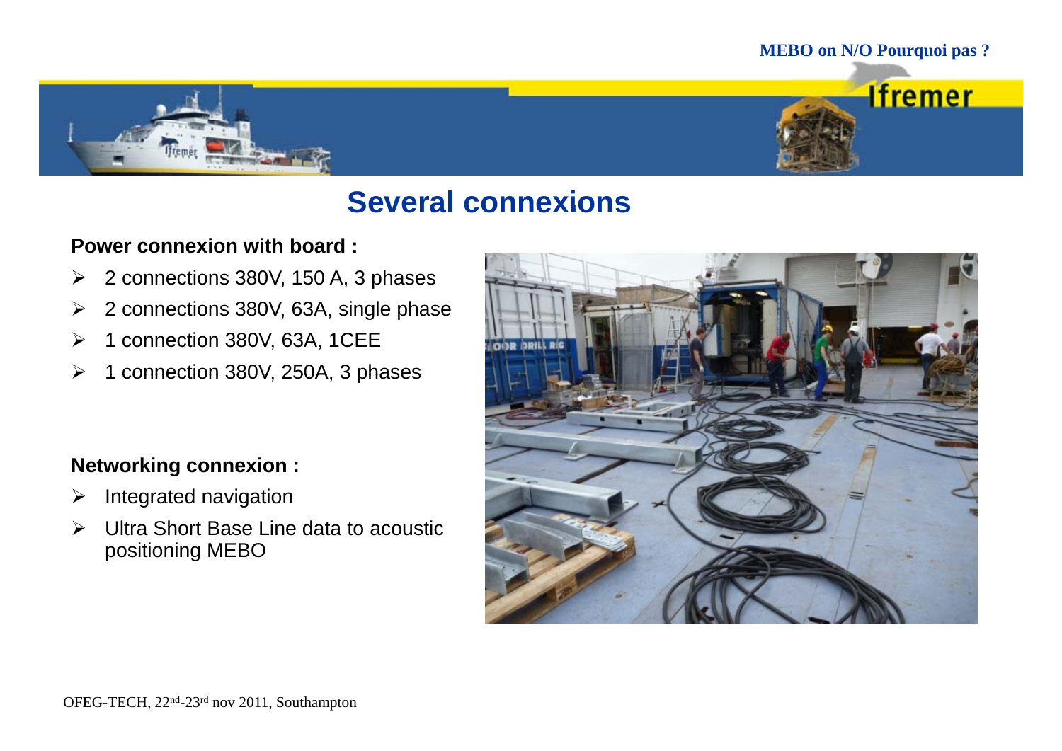# Several connexions

**Power connexion with board :**

- 2 connections 380V, 150 A, 3 phases
- 2 connections 380V, 63A, single phase
- 1 connection 380V, 63A, 1CEE
- 1 connection 380V, 250A, 3 phases

**Networking connexion :**

- Integrated navigation
- Ultra Short Base Line data to acoustic positioning MEBO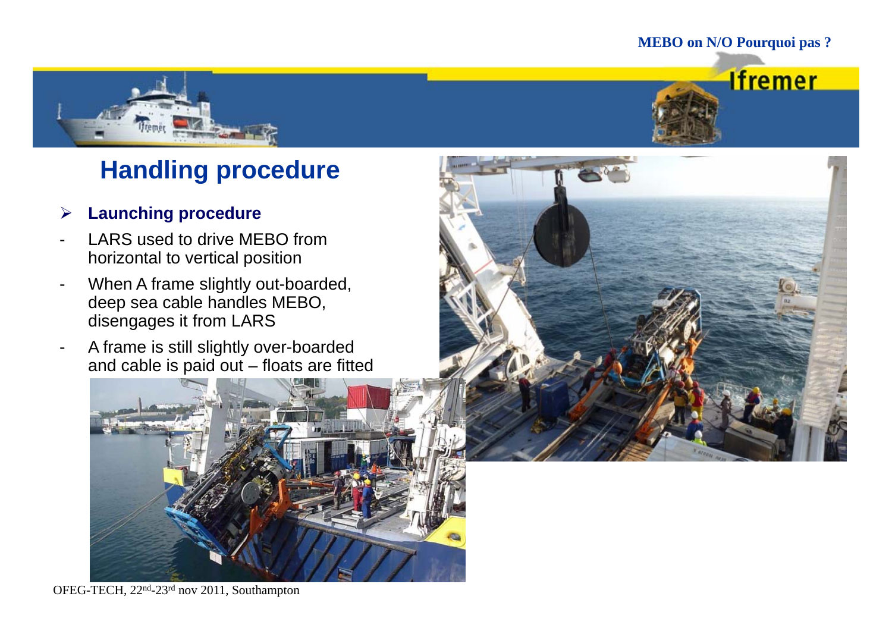# Handling procedure

- **Launching procedure**
- LARS used to drive MEBO from horizontal to vertical position
- When A frame slightly out-boarded, deep sea cable handles MEBO, disengages it from LARS
- A frame is still slightly over-boarded and cable is paid out – floats are fitted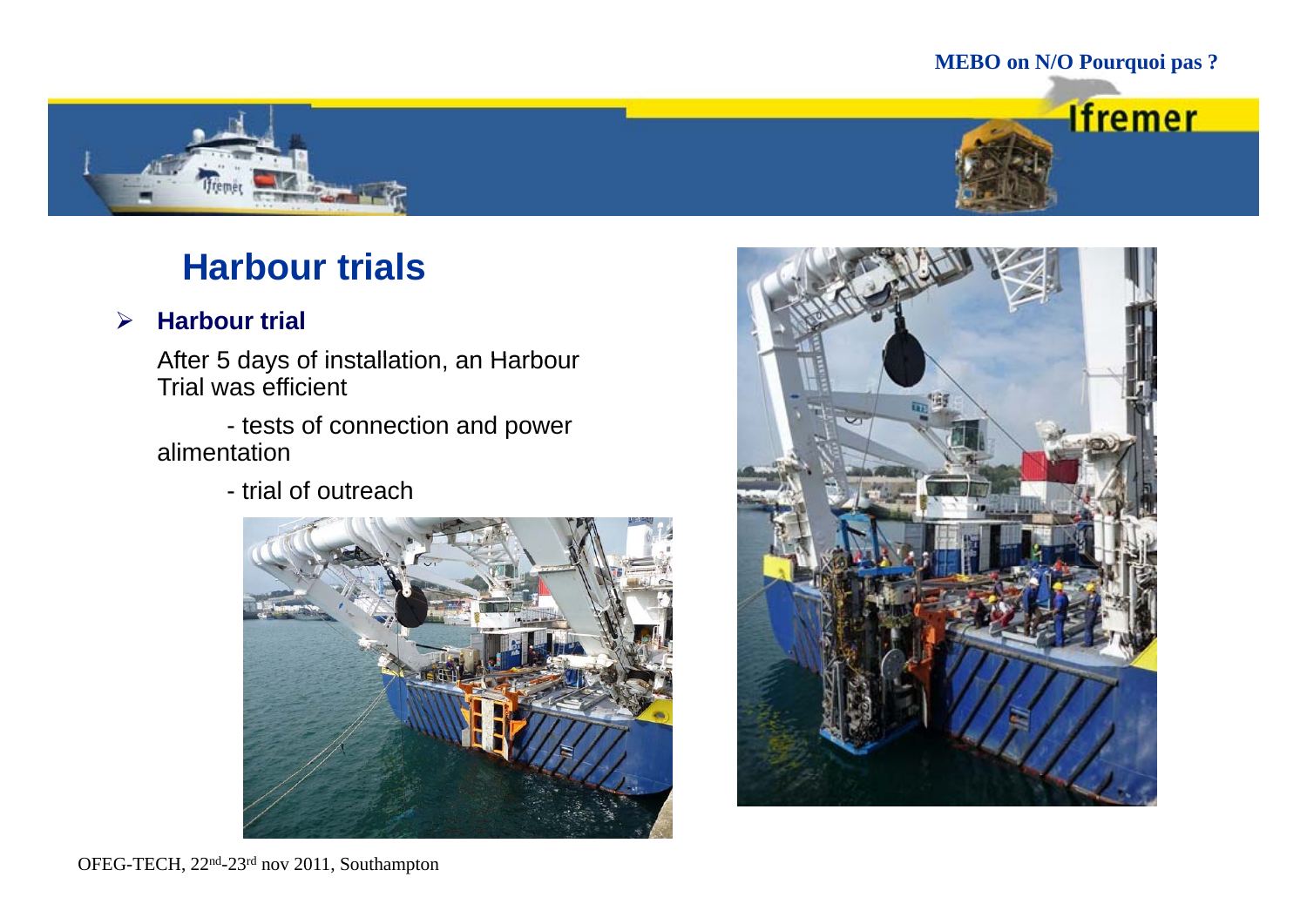# Harbour trials

- **Harbour trial**

  After 5 days of installation, an Harbour Trial was efficient

  - tests of connection and power alimentation

  - trial of outreach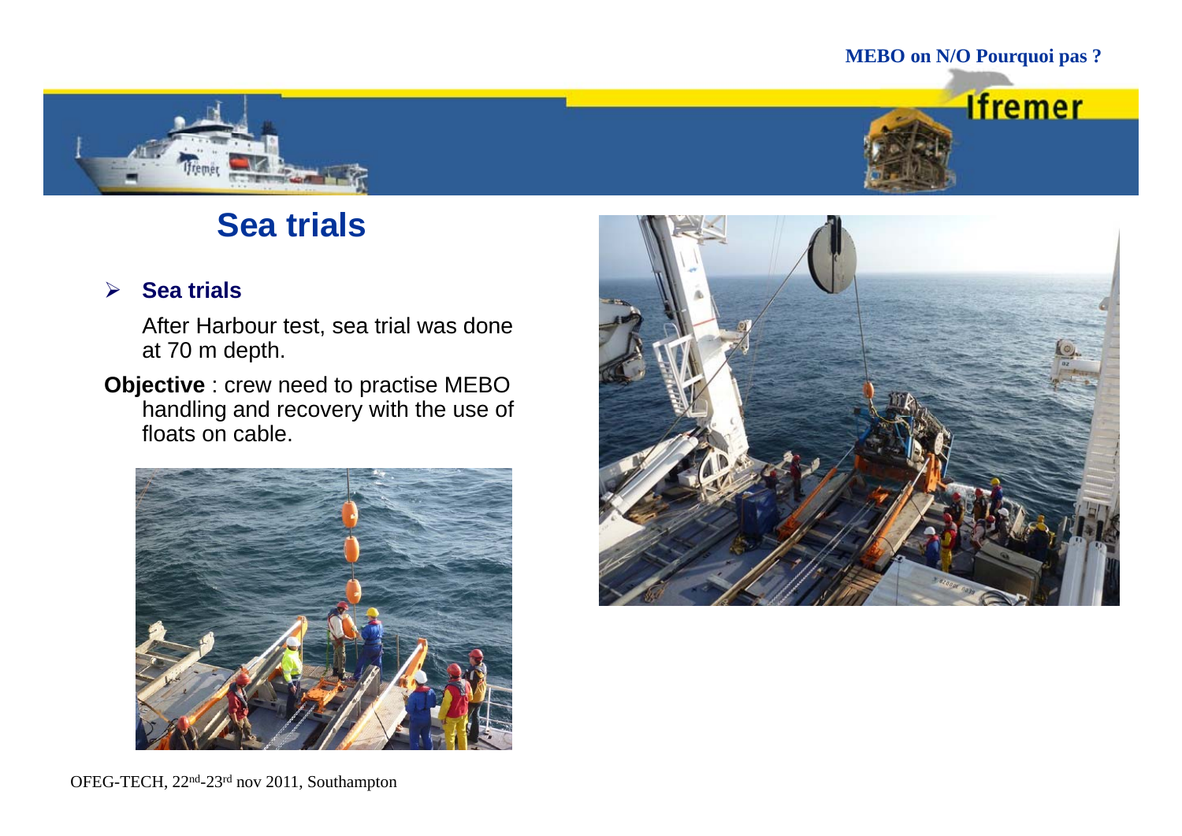# Sea trials

- **Sea trials**

  After Harbour test, sea trial was done at 70 m depth.

**Objective** : crew need to practise MEBO handling and recovery with the use of floats on cable.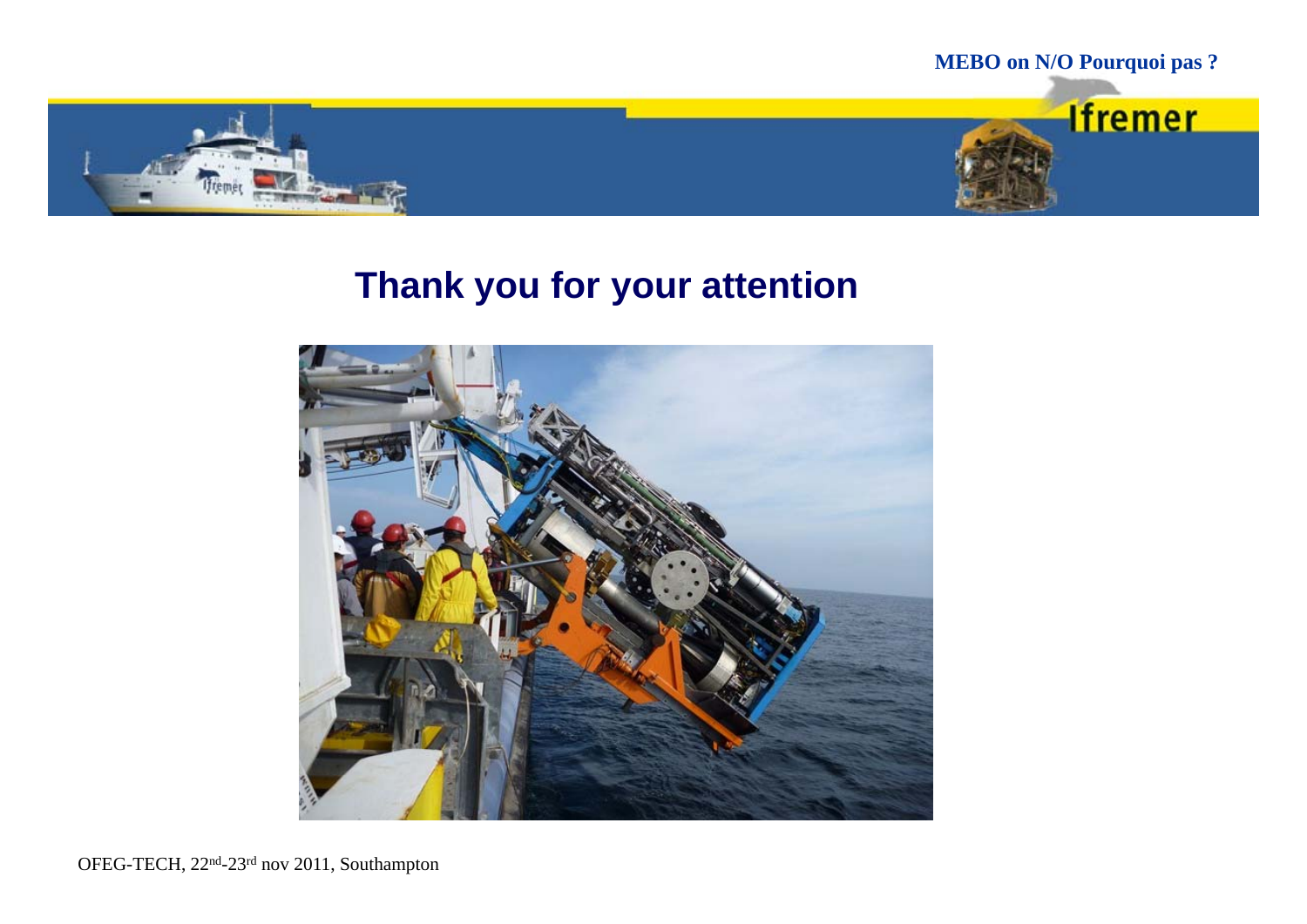# Thank you for your attention